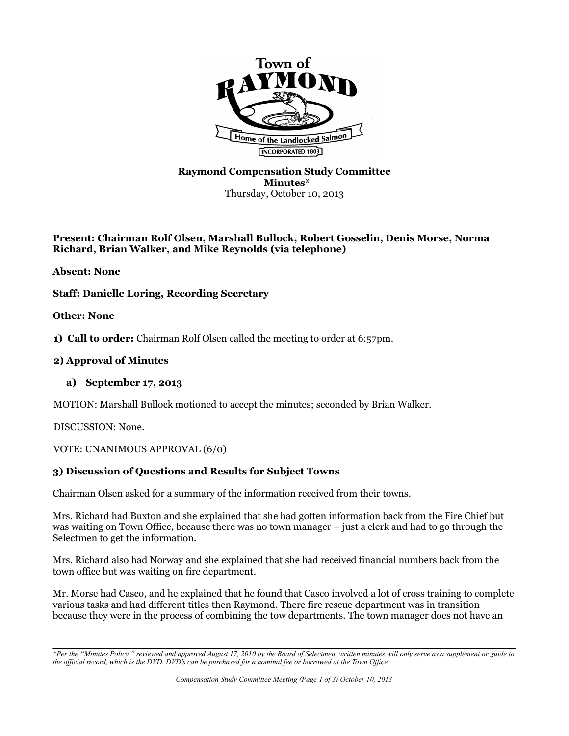**Raymond Compensation Study Committee**
**Minutes***
Thursday, October 10, 2013

**Present: Chairman Rolf Olsen, Marshall Bullock, Robert Gosselin, Denis Morse, Norma Richard, Brian Walker, and Mike Reynolds (via telephone)**

**Absent: None**

**Staff: Danielle Loring, Recording Secretary**

**Other: None**

**1) Call to order:** Chairman Rolf Olsen called the meeting to order at 6:57pm.

**2) Approval of Minutes**

**a) September 17, 2013**

MOTION: Marshall Bullock motioned to accept the minutes; seconded by Brian Walker.

DISCUSSION: None.

VOTE: UNANIMOUS APPROVAL (6/0)

**3) Discussion of Questions and Results for Subject Towns**

Chairman Olsen asked for a summary of the information received from their towns.

Mrs. Richard had Buxton and she explained that she had gotten information back from the Fire Chief but was waiting on Town Office, because there was no town manager – just a clerk and had to go through the Selectmen to get the information.

Mrs. Richard also had Norway and she explained that she had received financial numbers back from the town office but was waiting on fire department.

Mr. Morse had Casco, and he explained that he found that Casco involved a lot of cross training to complete various tasks and had different titles then Raymond. There fire rescue department was in transition because they were in the process of combining the tow departments. The town manager does not have an

*\*Per the "Minutes Policy," reviewed and approved August 17, 2010 by the Board of Selectmen, written minutes will only serve as a supplement or guide to the official record, which is the DVD. DVD's can be purchased for a nominal fee or borrowed at the Town Office*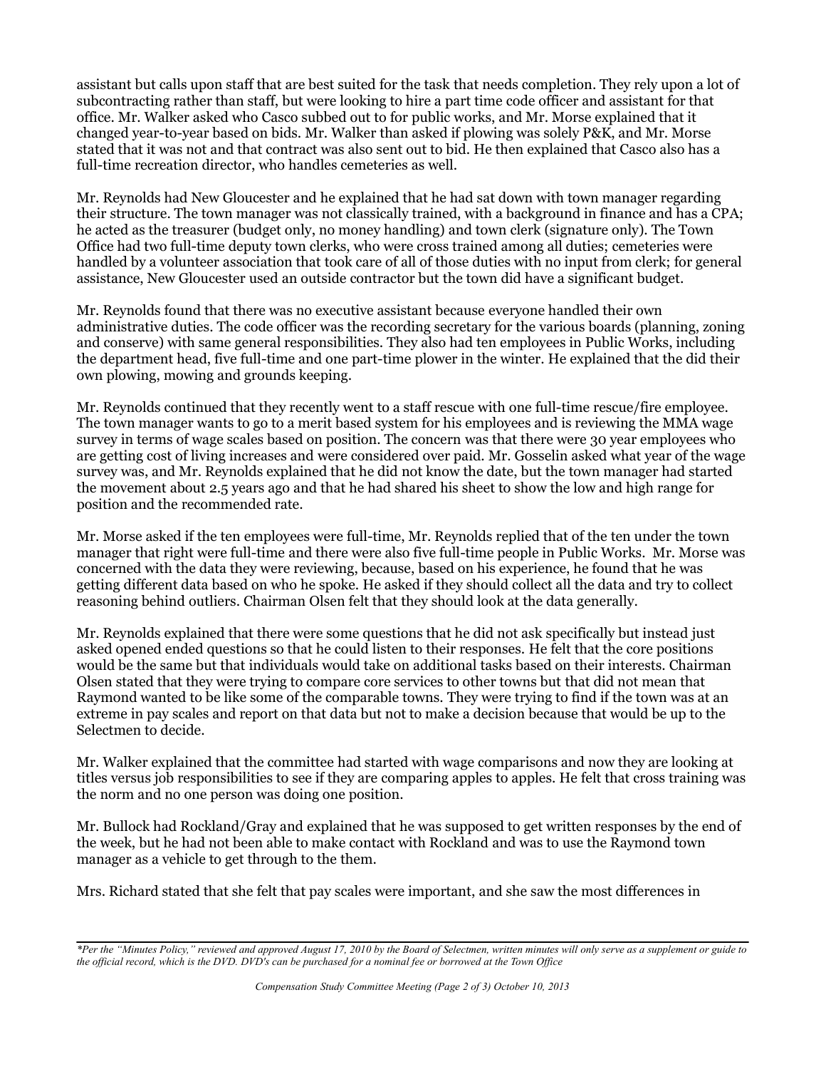assistant but calls upon staff that are best suited for the task that needs completion. They rely upon a lot of subcontracting rather than staff, but were looking to hire a part time code officer and assistant for that office. Mr. Walker asked who Casco subbed out to for public works, and Mr. Morse explained that it changed year-to-year based on bids. Mr. Walker than asked if plowing was solely P&K, and Mr. Morse stated that it was not and that contract was also sent out to bid. He then explained that Casco also has a full-time recreation director, who handles cemeteries as well.

Mr. Reynolds had New Gloucester and he explained that he had sat down with town manager regarding their structure. The town manager was not classically trained, with a background in finance and has a CPA; he acted as the treasurer (budget only, no money handling) and town clerk (signature only). The Town Office had two full-time deputy town clerks, who were cross trained among all duties; cemeteries were handled by a volunteer association that took care of all of those duties with no input from clerk; for general assistance, New Gloucester used an outside contractor but the town did have a significant budget.

Mr. Reynolds found that there was no executive assistant because everyone handled their own administrative duties. The code officer was the recording secretary for the various boards (planning, zoning and conserve) with same general responsibilities. They also had ten employees in Public Works, including the department head, five full-time and one part-time plower in the winter. He explained that the did their own plowing, mowing and grounds keeping.

Mr. Reynolds continued that they recently went to a staff rescue with one full-time rescue/fire employee. The town manager wants to go to a merit based system for his employees and is reviewing the MMA wage survey in terms of wage scales based on position. The concern was that there were 30 year employees who are getting cost of living increases and were considered over paid. Mr. Gosselin asked what year of the wage survey was, and Mr. Reynolds explained that he did not know the date, but the town manager had started the movement about 2.5 years ago and that he had shared his sheet to show the low and high range for position and the recommended rate.

Mr. Morse asked if the ten employees were full-time, Mr. Reynolds replied that of the ten under the town manager that right were full-time and there were also five full-time people in Public Works. Mr. Morse was concerned with the data they were reviewing, because, based on his experience, he found that he was getting different data based on who he spoke. He asked if they should collect all the data and try to collect reasoning behind outliers. Chairman Olsen felt that they should look at the data generally.

Mr. Reynolds explained that there were some questions that he did not ask specifically but instead just asked opened ended questions so that he could listen to their responses. He felt that the core positions would be the same but that individuals would take on additional tasks based on their interests. Chairman Olsen stated that they were trying to compare core services to other towns but that did not mean that Raymond wanted to be like some of the comparable towns. They were trying to find if the town was at an extreme in pay scales and report on that data but not to make a decision because that would be up to the Selectmen to decide.

Mr. Walker explained that the committee had started with wage comparisons and now they are looking at titles versus job responsibilities to see if they are comparing apples to apples. He felt that cross training was the norm and no one person was doing one position.

Mr. Bullock had Rockland/Gray and explained that he was supposed to get written responses by the end of the week, but he had not been able to make contact with Rockland and was to use the Raymond town manager as a vehicle to get through to the them.

Mrs. Richard stated that she felt that pay scales were important, and she saw the most differences in

*\*Per the "Minutes Policy," reviewed and approved August 17, 2010 by the Board of Selectmen, written minutes will only serve as a supplement or guide to the official record, which is the DVD. DVD's can be purchased for a nominal fee or borrowed at the Town Office*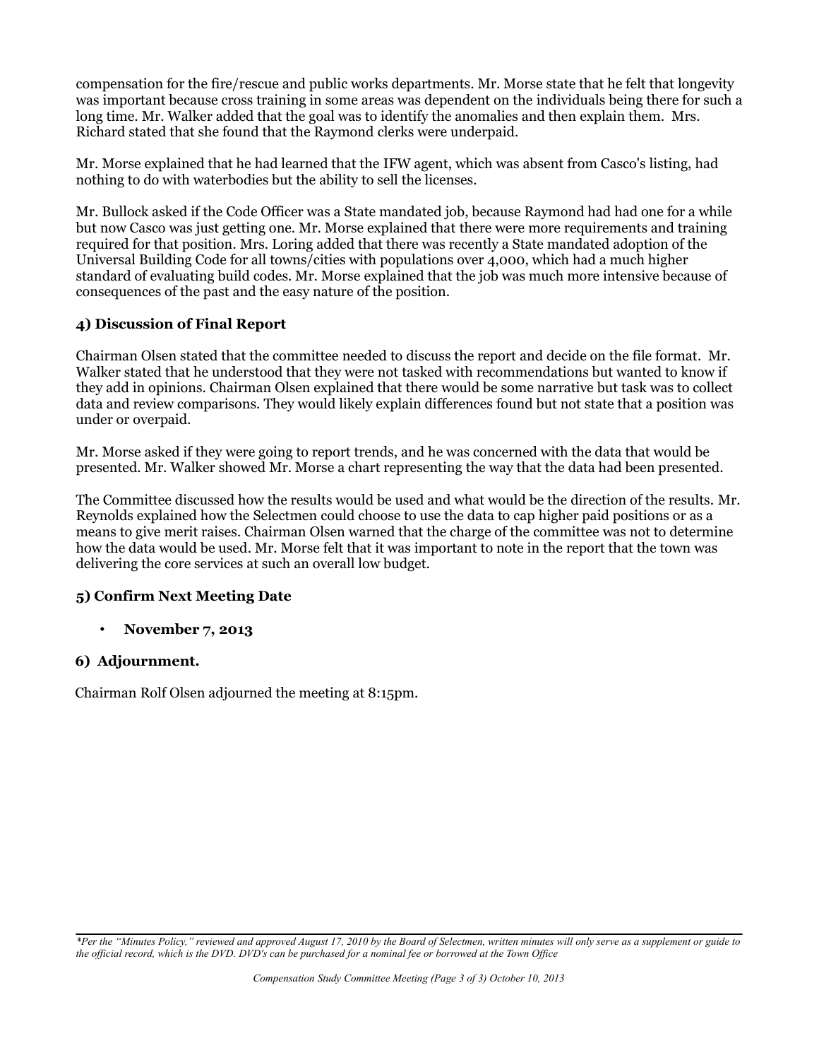compensation for the fire/rescue and public works departments. Mr. Morse state that he felt that longevity was important because cross training in some areas was dependent on the individuals being there for such a long time. Mr. Walker added that the goal was to identify the anomalies and then explain them. Mrs. Richard stated that she found that the Raymond clerks were underpaid.

Mr. Morse explained that he had learned that the IFW agent, which was absent from Casco's listing, had nothing to do with waterbodies but the ability to sell the licenses.

Mr. Bullock asked if the Code Officer was a State mandated job, because Raymond had had one for a while but now Casco was just getting one. Mr. Morse explained that there were more requirements and training required for that position. Mrs. Loring added that there was recently a State mandated adoption of the Universal Building Code for all towns/cities with populations over 4,000, which had a much higher standard of evaluating build codes. Mr. Morse explained that the job was much more intensive because of consequences of the past and the easy nature of the position.

### 4) Discussion of Final Report

Chairman Olsen stated that the committee needed to discuss the report and decide on the file format. Mr. Walker stated that he understood that they were not tasked with recommendations but wanted to know if they add in opinions. Chairman Olsen explained that there would be some narrative but task was to collect data and review comparisons. They would likely explain differences found but not state that a position was under or overpaid.

Mr. Morse asked if they were going to report trends, and he was concerned with the data that would be presented. Mr. Walker showed Mr. Morse a chart representing the way that the data had been presented.

The Committee discussed how the results would be used and what would be the direction of the results. Mr. Reynolds explained how the Selectmen could choose to use the data to cap higher paid positions or as a means to give merit raises. Chairman Olsen warned that the charge of the committee was not to determine how the data would be used. Mr. Morse felt that it was important to note in the report that the town was delivering the core services at such an overall low budget.

### 5) Confirm Next Meeting Date

- **November 7, 2013**

### 6) Adjournment.

Chairman Rolf Olsen adjourned the meeting at 8:15pm.

*\*Per the "Minutes Policy," reviewed and approved August 17, 2010 by the Board of Selectmen, written minutes will only serve as a supplement or guide to the official record, which is the DVD. DVD's can be purchased for a nominal fee or borrowed at the Town Office*